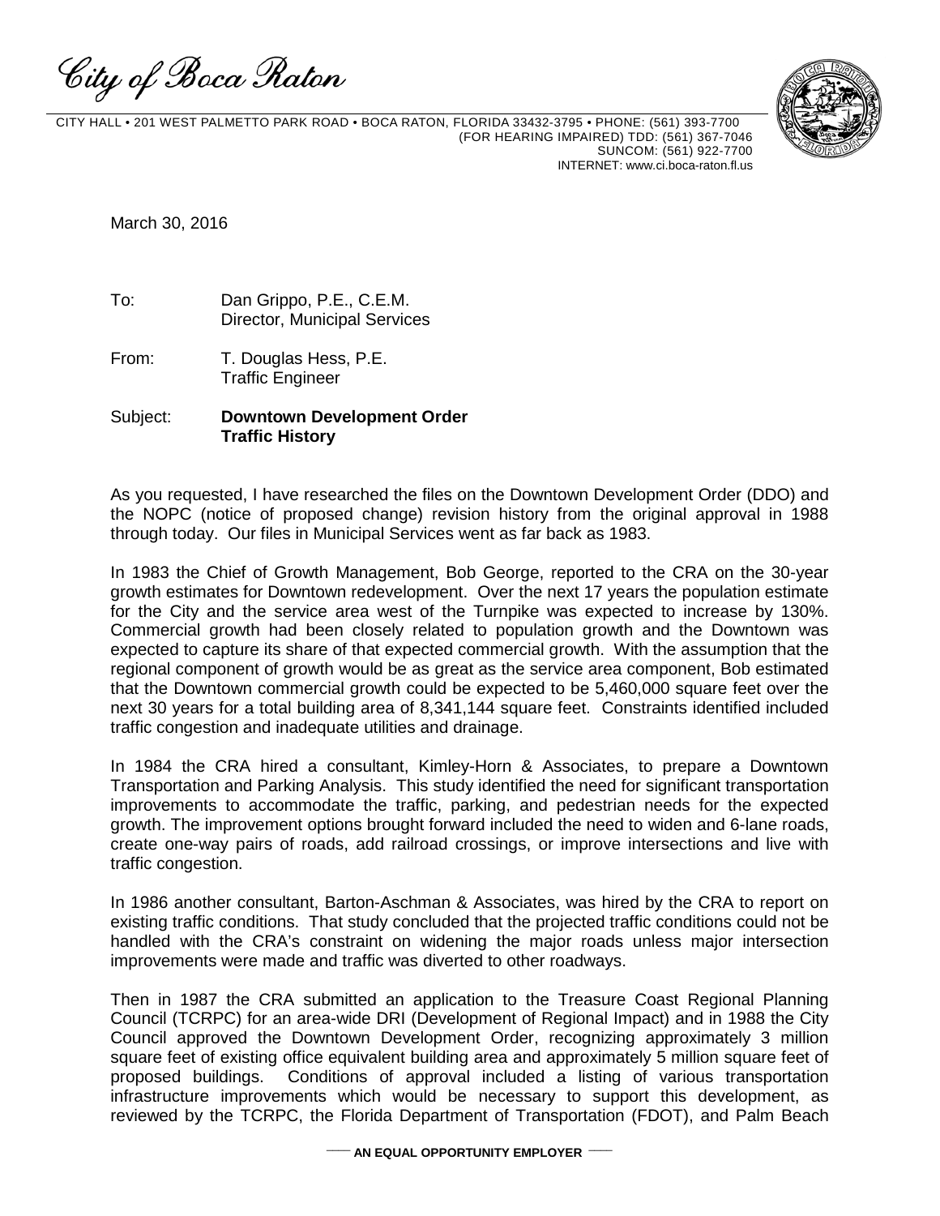City of Boca Raton

CITY HALL • 201 WEST PALMETTO PARK ROAD • BOCA RATON, FLORIDA 33432-3795 • PHONE: (561) 393-7700
(FOR HEARING IMPAIRED) TDD: (561) 367-7046
SUNCOM: (561) 922-7700
INTERNET: www.ci.boca-raton.fl.us

March 30, 2016

To: Dan Grippo, P.E., C.E.M.
Director, Municipal Services

From: T. Douglas Hess, P.E.
Traffic Engineer

Subject: **Downtown Development Order**
**Traffic History**

As you requested, I have researched the files on the Downtown Development Order (DDO) and the NOPC (notice of proposed change) revision history from the original approval in 1988 through today. Our files in Municipal Services went as far back as 1983.

In 1983 the Chief of Growth Management, Bob George, reported to the CRA on the 30-year growth estimates for Downtown redevelopment. Over the next 17 years the population estimate for the City and the service area west of the Turnpike was expected to increase by 130%. Commercial growth had been closely related to population growth and the Downtown was expected to capture its share of that expected commercial growth. With the assumption that the regional component of growth would be as great as the service area component, Bob estimated that the Downtown commercial growth could be expected to be 5,460,000 square feet over the next 30 years for a total building area of 8,341,144 square feet. Constraints identified included traffic congestion and inadequate utilities and drainage.

In 1984 the CRA hired a consultant, Kimley-Horn & Associates, to prepare a Downtown Transportation and Parking Analysis. This study identified the need for significant transportation improvements to accommodate the traffic, parking, and pedestrian needs for the expected growth. The improvement options brought forward included the need to widen and 6-lane roads, create one-way pairs of roads, add railroad crossings, or improve intersections and live with traffic congestion.

In 1986 another consultant, Barton-Aschman & Associates, was hired by the CRA to report on existing traffic conditions. That study concluded that the projected traffic conditions could not be handled with the CRA's constraint on widening the major roads unless major intersection improvements were made and traffic was diverted to other roadways.

Then in 1987 the CRA submitted an application to the Treasure Coast Regional Planning Council (TCRPC) for an area-wide DRI (Development of Regional Impact) and in 1988 the City Council approved the Downtown Development Order, recognizing approximately 3 million square feet of existing office equivalent building area and approximately 5 million square feet of proposed buildings. Conditions of approval included a listing of various transportation infrastructure improvements which would be necessary to support this development, as reviewed by the TCRPC, the Florida Department of Transportation (FDOT), and Palm Beach

— AN EQUAL OPPORTUNITY EMPLOYER —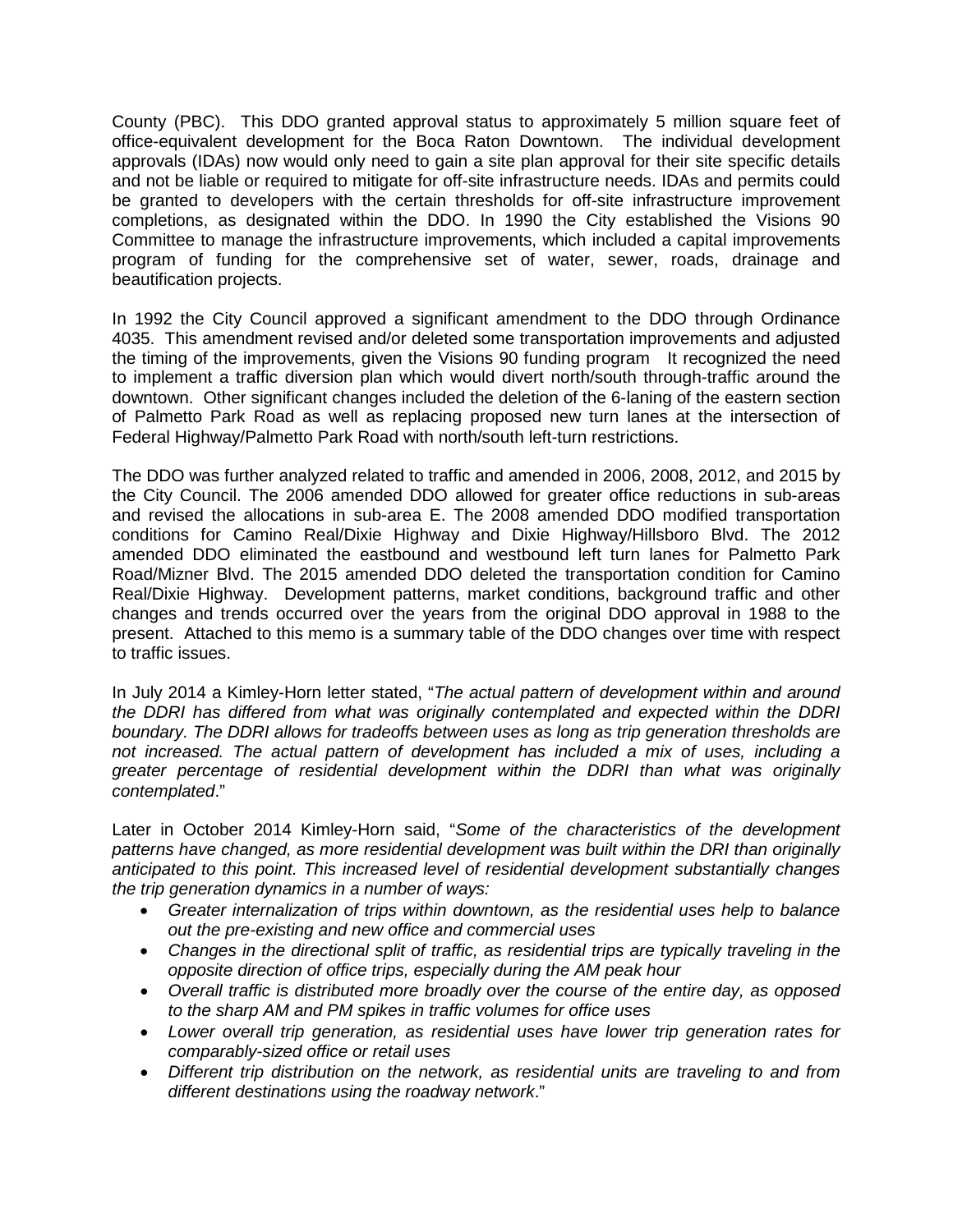County (PBC). This DDO granted approval status to approximately 5 million square feet of office-equivalent development for the Boca Raton Downtown. The individual development approvals (IDAs) now would only need to gain a site plan approval for their site specific details and not be liable or required to mitigate for off-site infrastructure needs. IDAs and permits could be granted to developers with the certain thresholds for off-site infrastructure improvement completions, as designated within the DDO. In 1990 the City established the Visions 90 Committee to manage the infrastructure improvements, which included a capital improvements program of funding for the comprehensive set of water, sewer, roads, drainage and beautification projects.

In 1992 the City Council approved a significant amendment to the DDO through Ordinance 4035. This amendment revised and/or deleted some transportation improvements and adjusted the timing of the improvements, given the Visions 90 funding program It recognized the need to implement a traffic diversion plan which would divert north/south through-traffic around the downtown. Other significant changes included the deletion of the 6-laning of the eastern section of Palmetto Park Road as well as replacing proposed new turn lanes at the intersection of Federal Highway/Palmetto Park Road with north/south left-turn restrictions.

The DDO was further analyzed related to traffic and amended in 2006, 2008, 2012, and 2015 by the City Council. The 2006 amended DDO allowed for greater office reductions in sub-areas and revised the allocations in sub-area E. The 2008 amended DDO modified transportation conditions for Camino Real/Dixie Highway and Dixie Highway/Hillsboro Blvd. The 2012 amended DDO eliminated the eastbound and westbound left turn lanes for Palmetto Park Road/Mizner Blvd. The 2015 amended DDO deleted the transportation condition for Camino Real/Dixie Highway. Development patterns, market conditions, background traffic and other changes and trends occurred over the years from the original DDO approval in 1988 to the present. Attached to this memo is a summary table of the DDO changes over time with respect to traffic issues.

In July 2014 a Kimley-Horn letter stated, "*The actual pattern of development within and around the DDRI has differed from what was originally contemplated and expected within the DDRI boundary. The DDRI allows for tradeoffs between uses as long as trip generation thresholds are not increased. The actual pattern of development has included a mix of uses, including a greater percentage of residential development within the DDRI than what was originally contemplated*."

Later in October 2014 Kimley-Horn said, "*Some of the characteristics of the development patterns have changed, as more residential development was built within the DRI than originally anticipated to this point. This increased level of residential development substantially changes the trip generation dynamics in a number of ways:*

- *Greater internalization of trips within downtown, as the residential uses help to balance out the pre-existing and new office and commercial uses*
- *Changes in the directional split of traffic, as residential trips are typically traveling in the opposite direction of office trips, especially during the AM peak hour*
- *Overall traffic is distributed more broadly over the course of the entire day, as opposed to the sharp AM and PM spikes in traffic volumes for office uses*
- *Lower overall trip generation, as residential uses have lower trip generation rates for comparably-sized office or retail uses*
- *Different trip distribution on the network, as residential units are traveling to and from different destinations using the roadway network*."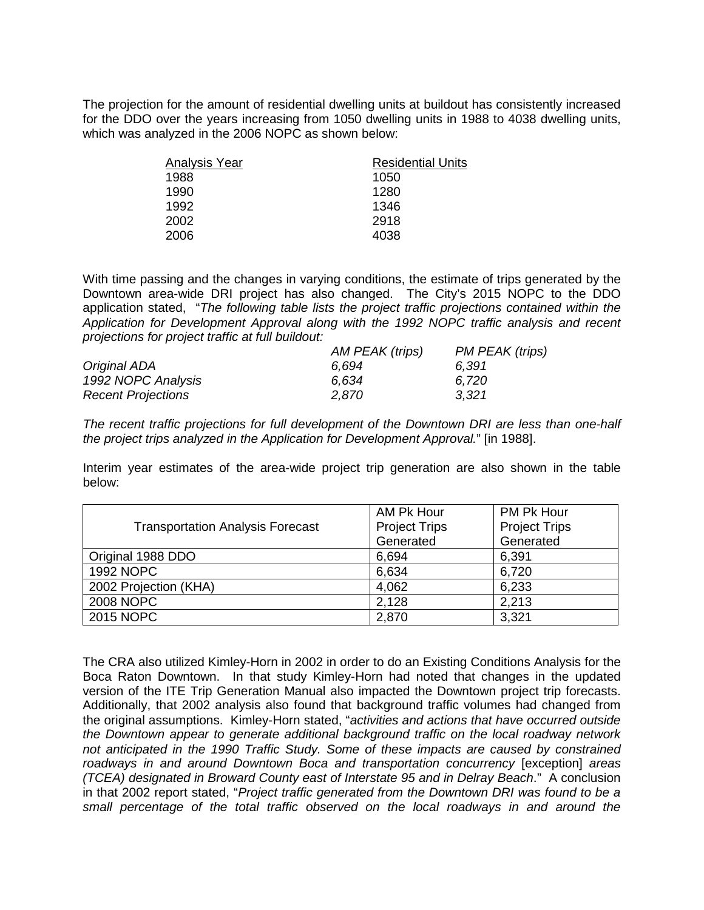The projection for the amount of residential dwelling units at buildout has consistently increased for the DDO over the years increasing from 1050 dwelling units in 1988 to 4038 dwelling units, which was analyzed in the 2006 NOPC as shown below:

| Analysis Year | Residential Units |
|---|---|
| 1988 | 1050 |
| 1990 | 1280 |
| 1992 | 1346 |
| 2002 | 2918 |
| 2006 | 4038 |

With time passing and the changes in varying conditions, the estimate of trips generated by the Downtown area-wide DRI project has also changed. The City's 2015 NOPC to the DDO application stated, "*The following table lists the project traffic projections contained within the Application for Development Approval along with the 1992 NOPC traffic analysis and recent projections for project traffic at full buildout:*

| | *AM PEAK (trips)* | *PM PEAK (trips)* |
|---|---|---|
| *Original ADA* | *6,694* | *6,391* |
| *1992 NOPC Analysis* | *6,634* | *6,720* |
| *Recent Projections* | *2,870* | *3,321* |

*The recent traffic projections for full development of the Downtown DRI are less than one-half the project trips analyzed in the Application for Development Approval.*" [in 1988].

Interim year estimates of the area-wide project trip generation are also shown in the table below:

| Transportation Analysis Forecast | AM Pk Hour Project Trips Generated | PM Pk Hour Project Trips Generated |
|---|---|---|
| Original 1988 DDO | 6,694 | 6,391 |
| 1992 NOPC | 6,634 | 6,720 |
| 2002 Projection (KHA) | 4,062 | 6,233 |
| 2008 NOPC | 2,128 | 2,213 |
| 2015 NOPC | 2,870 | 3,321 |

The CRA also utilized Kimley-Horn in 2002 in order to do an Existing Conditions Analysis for the Boca Raton Downtown. In that study Kimley-Horn had noted that changes in the updated version of the ITE Trip Generation Manual also impacted the Downtown project trip forecasts. Additionally, that 2002 analysis also found that background traffic volumes had changed from the original assumptions. Kimley-Horn stated, "*activities and actions that have occurred outside the Downtown appear to generate additional background traffic on the local roadway network not anticipated in the 1990 Traffic Study. Some of these impacts are caused by constrained roadways in and around Downtown Boca and transportation concurrency* [exception] *areas (TCEA) designated in Broward County east of Interstate 95 and in Delray Beach*." A conclusion in that 2002 report stated, "*Project traffic generated from the Downtown DRI was found to be a small percentage of the total traffic observed on the local roadways in and around the*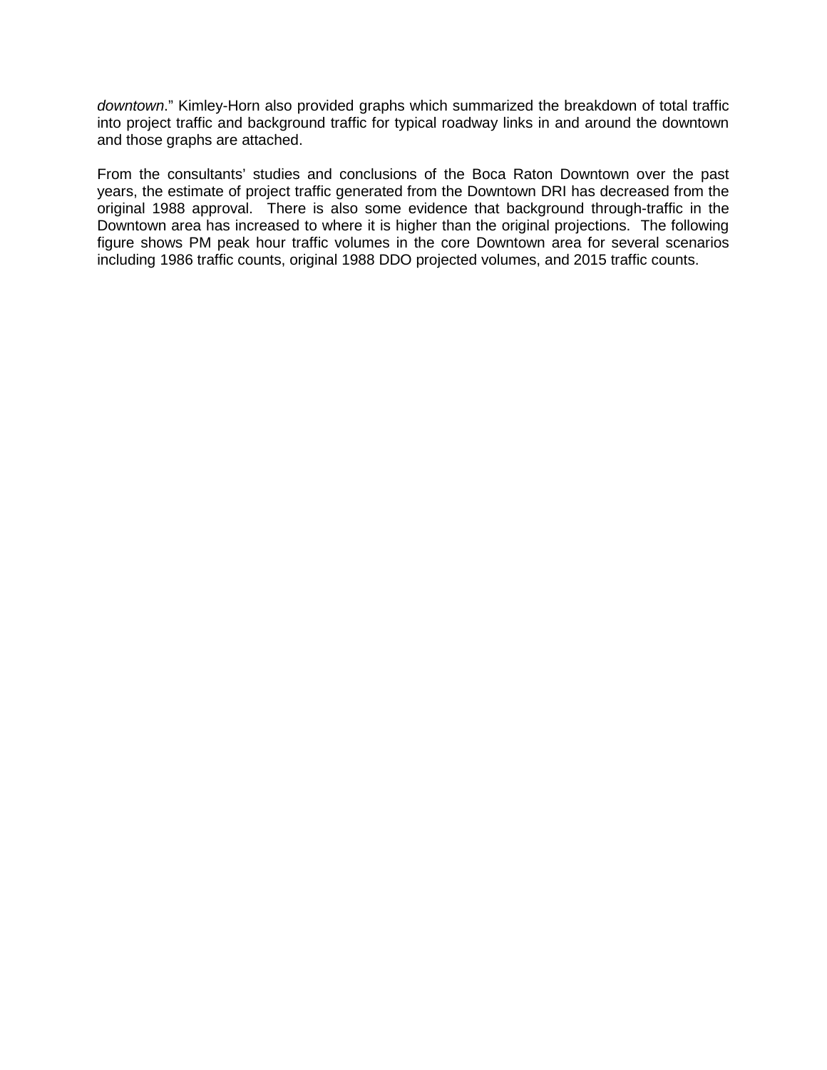*downtown*." Kimley-Horn also provided graphs which summarized the breakdown of total traffic into project traffic and background traffic for typical roadway links in and around the downtown and those graphs are attached.

From the consultants' studies and conclusions of the Boca Raton Downtown over the past years, the estimate of project traffic generated from the Downtown DRI has decreased from the original 1988 approval. There is also some evidence that background through-traffic in the Downtown area has increased to where it is higher than the original projections. The following figure shows PM peak hour traffic volumes in the core Downtown area for several scenarios including 1986 traffic counts, original 1988 DDO projected volumes, and 2015 traffic counts.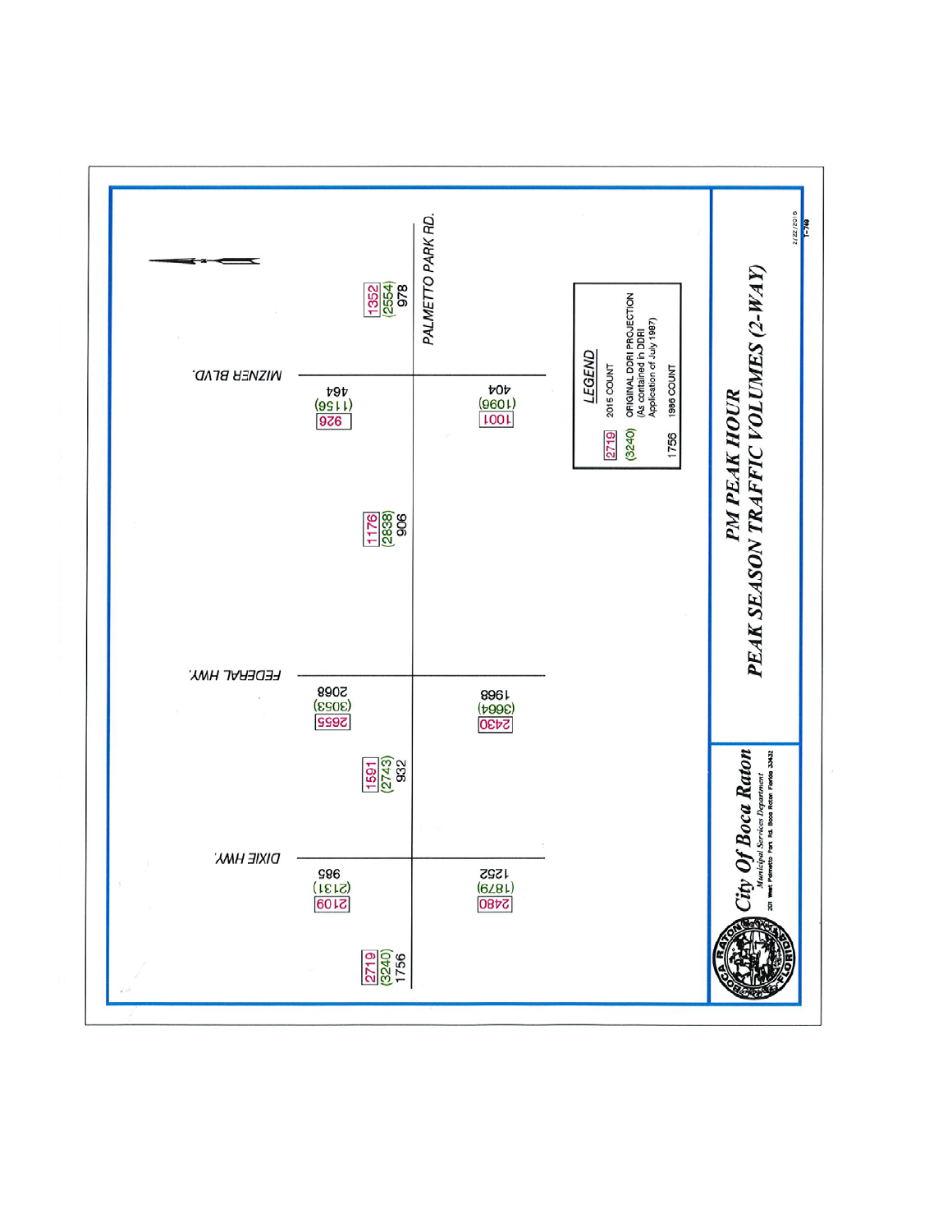# City Of Boca Raton

*Municipal Services Department*

201 West Palmetto Park Rd. Boca Raton Florida 33432

## PM PEAK HOUR

## PEAK SEASON TRAFFIC VOLUMES (2-WAY)

**LEGEND**

- 2719 — 2015 COUNT
- (3240) — ORIGINAL DDRI PROJECTION (As contained in DDRI Application of July 1987)
- 1756 — 1986 COUNT

| Location | 2015 Count | Original DDRI Projection | 1986 Count |
| --- | --- | --- | --- |
| Palmetto Park Rd. west of Dixie Hwy. | 2719 | (3240) | 1756 |
| Dixie Hwy. north of Palmetto Park Rd. | 2109 | (2131) | 985 |
| Dixie Hwy. south of Palmetto Park Rd. | 2480 | (1879) | 1252 |
| Palmetto Park Rd. between Dixie Hwy. and Federal Hwy. | 1591 | (2743) | 932 |
| Federal Hwy. north of Palmetto Park Rd. | 2655 | (3053) | 2068 |
| Federal Hwy. south of Palmetto Park Rd. | 2430 | (3664) | 1968 |
| Palmetto Park Rd. between Federal Hwy. and Mizner Blvd. | 1176 | (2838) | 906 |
| Mizner Blvd. north of Palmetto Park Rd. | 926 | (1156) | 464 |
| Mizner Blvd. south of Palmetto Park Rd. | 1001 | (1096) | 404 |
| Palmetto Park Rd. east of Mizner Blvd. | 1352 | (2554) | 978 |

2/22/2016

T-740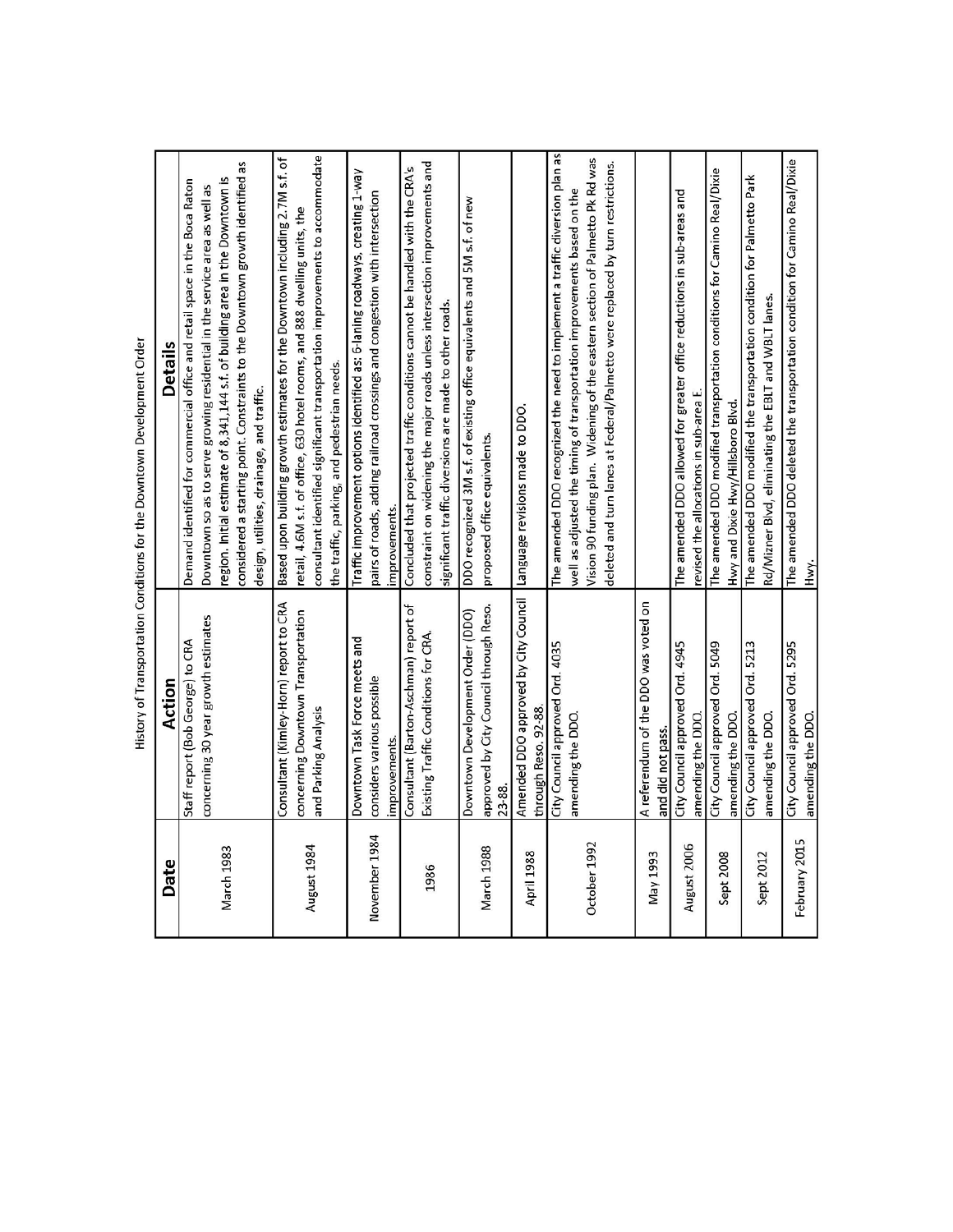History of Transportation Conditions for the Downtown Development Order

| Date | Action | Details |
| --- | --- | --- |
| March 1983 | Staff report (Bob George) to CRA concerning 30 year growth estimates | Demand identified for commercial office and retail space in the Boca Raton Downtown so as to serve growing residential in the service area as well as region. Initial estimate of 8,341,144 s.f. of building area in the Downtown is considered a starting point. Constraints to the Downtown growth identified as design, utilities, drainage, and traffic. |
| August 1984 | Consultant (Kimley-Horn) report to CRA concerning Downtown Transportation and Parking Analysis | Based upon building growth estimates for the Downtown including 2.7M s.f. of retail, 4.6M s.f. of office, 630 hotel rooms, and 888 dwelling units, the consultant identified significant transportation improvements to accommodate the traffic, parking, and pedestrian needs. |
| November 1984 | Downtown Task Force meets and considers various possible improvements. | Traffic improvement options identified as: 6-laning roadways, creating 1-way pairs of roads, adding railroad crossings and congestion with intersection improvements. |
| 1986 | Consultant (Barton-Aschman) report of Existing Traffic Conditions for CRA. | Concluded that projected traffic conditions cannot be handled with the CRA's constraint on widening the major roads unless intersection improvements and significant traffic diversions are made to other roads. |
| March 1988 | Downtown Development Order (DDO) approved by City Council through Reso. 23-88. | DDO recognized 3M s.f. of existing office equivalents and 5M s.f. of new proposed office equivalents. |
| April 1988 | Amended DDO approved by City Council through Reso. 92-88. | Language revisions made to DDO. |
| October 1992 | City Council approved Ord. 4035 amending the DDO. | The amended DDO recognized the need to implement a traffic diversion plan as well as adjusted the timing of transportation improvements based on the Vision 90 funding plan. Widening of the eastern section of Palmetto Pk Rd was deleted and turn lanes at Federal/Palmetto were replaced by turn restrictions. |
| May 1993 | A referendum of the DDO was voted on and did not pass. | |
| August 2006 | City Council approved Ord. 4945 amending the DDO. | The amended DDO allowed for greater office reductions in sub-areas and revised the allocations in sub-area E. |
| Sept 2008 | City Council approved Ord. 5049 amending the DDO. | The amended DDO modified transportation conditions for Camino Real/Dixie Hwy and Dixie Hwy/Hillsboro Blvd. |
| Sept 2012 | City Council approved Ord. 5213 amending the DDO. | The amended DDO modified the transportation condition for Palmetto Park Rd/Mizner Blvd, eliminating the EBLT and WBLT lanes. |
| February 2015 | City Council approved Ord. 5295 amending the DDO. | The amended DDO deleted the transportation condition for Camino Real/Dixie Hwy. |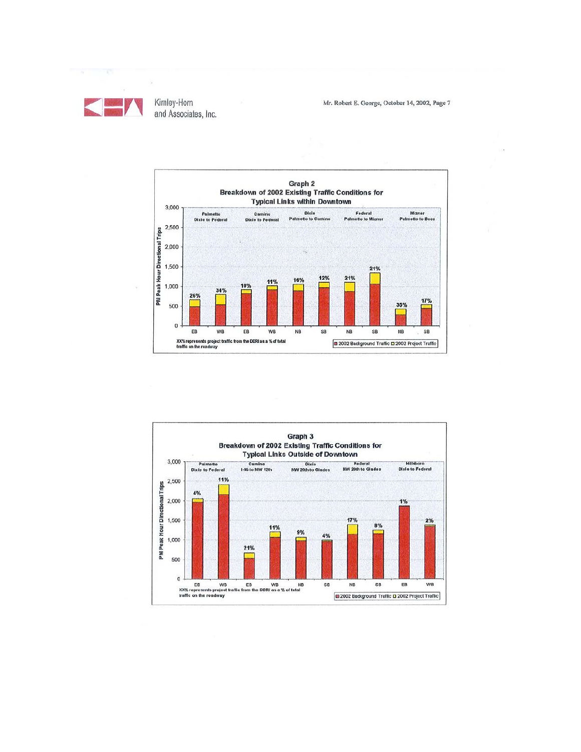Graph 2
Breakdown of 2002 Existing Traffic Conditions for Typical Links within Downtown

PM Peak Hour Directional Trips

3,000
2,500
2,000
1,500
1,000
500
0

Palmetto
Dixie to Federal

Camino
Dixie to Federal

Dixie
Palmetto to Camino

Federal
Palmetto to Mizner

Mizner
Palmetto to Boca

26%
34%
10%
11%
16%
12%
21%
21%
35%
17%

EB
WB
EB
WB
NB
SB
NB
SB
NB
SB

XX% represents project traffic from the DDRI as a % of total traffic on the roadway

2002 Background Traffic
2002 Project Traffic

Graph 3
Breakdown of 2002 Existing Traffic Conditions for Typical Links Outside of Downtown

PM Peak Hour Directional Trips

3,000
2,500
2,000
1,500
1,000
500
0

Palmetto
Dixie to Federal

Camino
I-95 to NW 12th

Dixie
NW 20th to Glades

Federal
NW 20th to Glades

Hillsboro
Dixie to Federal

4%
11%
21%
11%
9%
4%
17%
8%
1%
2%

EB
WB
EB
WB
NB
SB
NB
SB
EB
WB

XX% represents project traffic from the DDRI as a % of total traffic on the roadway

2002 Background Traffic
2002 Project Traffic